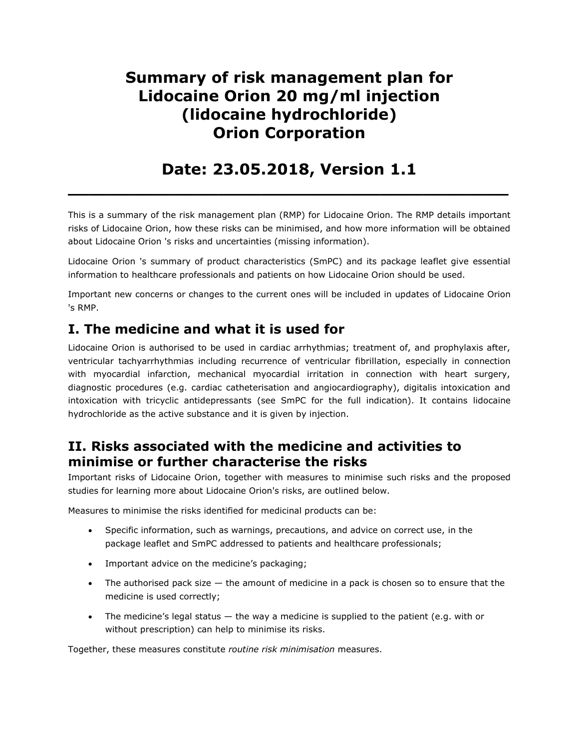# Summary of risk management plan for Lidocaine Orion 20 mg/ml injection (lidocaine hydrochloride) Orion Corporation

# Date: 23.05.2018, Version 1.1

---

This is a summary of the risk management plan (RMP) for Lidocaine Orion. The RMP details important risks of Lidocaine Orion, how these risks can be minimised, and how more information will be obtained about Lidocaine Orion 's risks and uncertainties (missing information).

Lidocaine Orion 's summary of product characteristics (SmPC) and its package leaflet give essential information to healthcare professionals and patients on how Lidocaine Orion should be used.

Important new concerns or changes to the current ones will be included in updates of Lidocaine Orion 's RMP.

## I. The medicine and what it is used for

Lidocaine Orion is authorised to be used in cardiac arrhythmias; treatment of, and prophylaxis after, ventricular tachyarrhythmias including recurrence of ventricular fibrillation, especially in connection with myocardial infarction, mechanical myocardial irritation in connection with heart surgery, diagnostic procedures (e.g. cardiac catheterisation and angiocardiography), digitalis intoxication and intoxication with tricyclic antidepressants (see SmPC for the full indication). It contains lidocaine hydrochloride as the active substance and it is given by injection.

## II. Risks associated with the medicine and activities to minimise or further characterise the risks

Important risks of Lidocaine Orion, together with measures to minimise such risks and the proposed studies for learning more about Lidocaine Orion's risks, are outlined below.

Measures to minimise the risks identified for medicinal products can be:

- Specific information, such as warnings, precautions, and advice on correct use, in the package leaflet and SmPC addressed to patients and healthcare professionals;
- Important advice on the medicine's packaging;
- The authorised pack size — the amount of medicine in a pack is chosen so to ensure that the medicine is used correctly;
- The medicine's legal status — the way a medicine is supplied to the patient (e.g. with or without prescription) can help to minimise its risks.

Together, these measures constitute *routine risk minimisation* measures.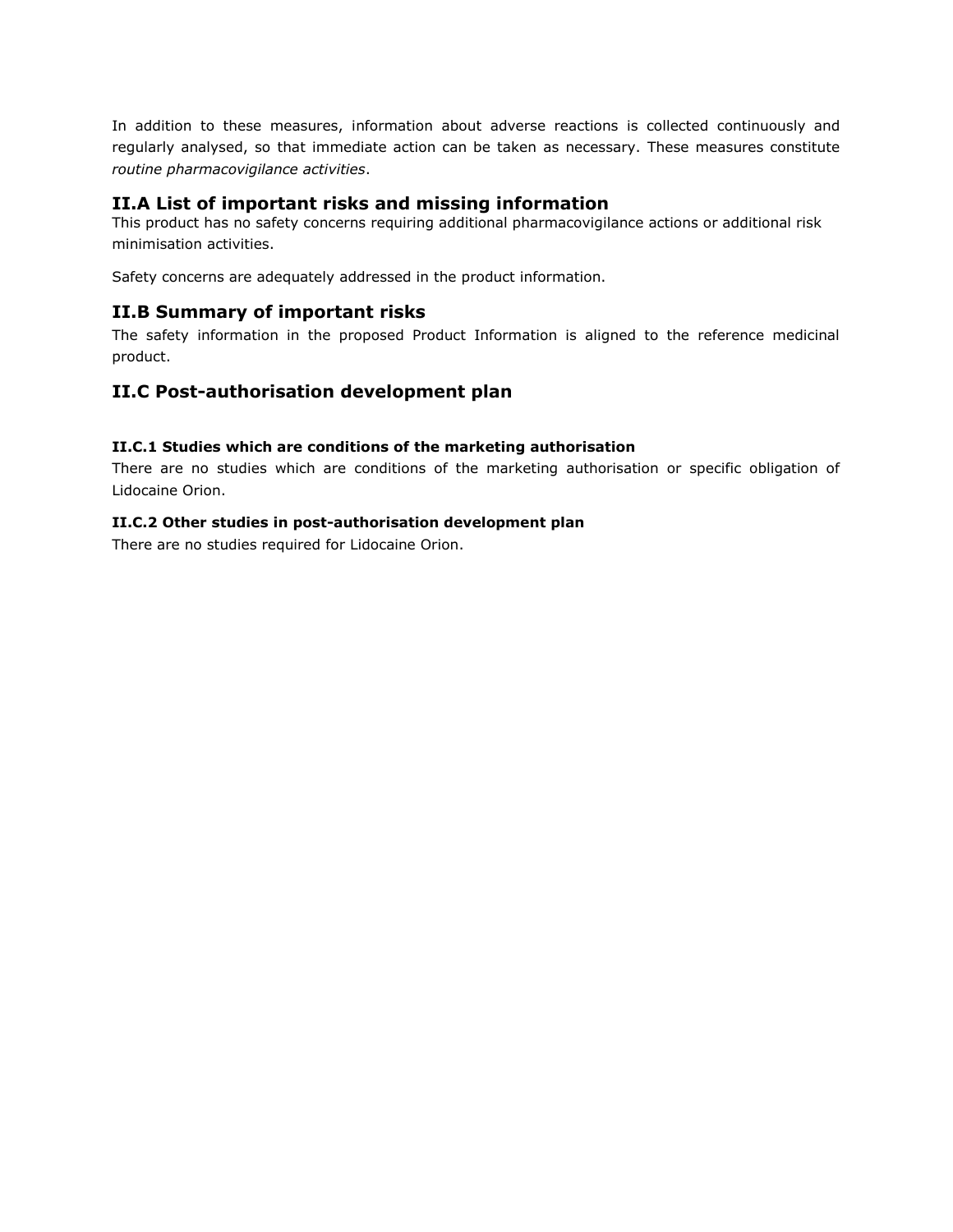In addition to these measures, information about adverse reactions is collected continuously and regularly analysed, so that immediate action can be taken as necessary. These measures constitute *routine pharmacovigilance activities*.

## II.A List of important risks and missing information

This product has no safety concerns requiring additional pharmacovigilance actions or additional risk minimisation activities.

Safety concerns are adequately addressed in the product information.

## II.B Summary of important risks

The safety information in the proposed Product Information is aligned to the reference medicinal product.

## II.C Post-authorisation development plan

### II.C.1 Studies which are conditions of the marketing authorisation

There are no studies which are conditions of the marketing authorisation or specific obligation of Lidocaine Orion.

### II.C.2 Other studies in post-authorisation development plan

There are no studies required for Lidocaine Orion.